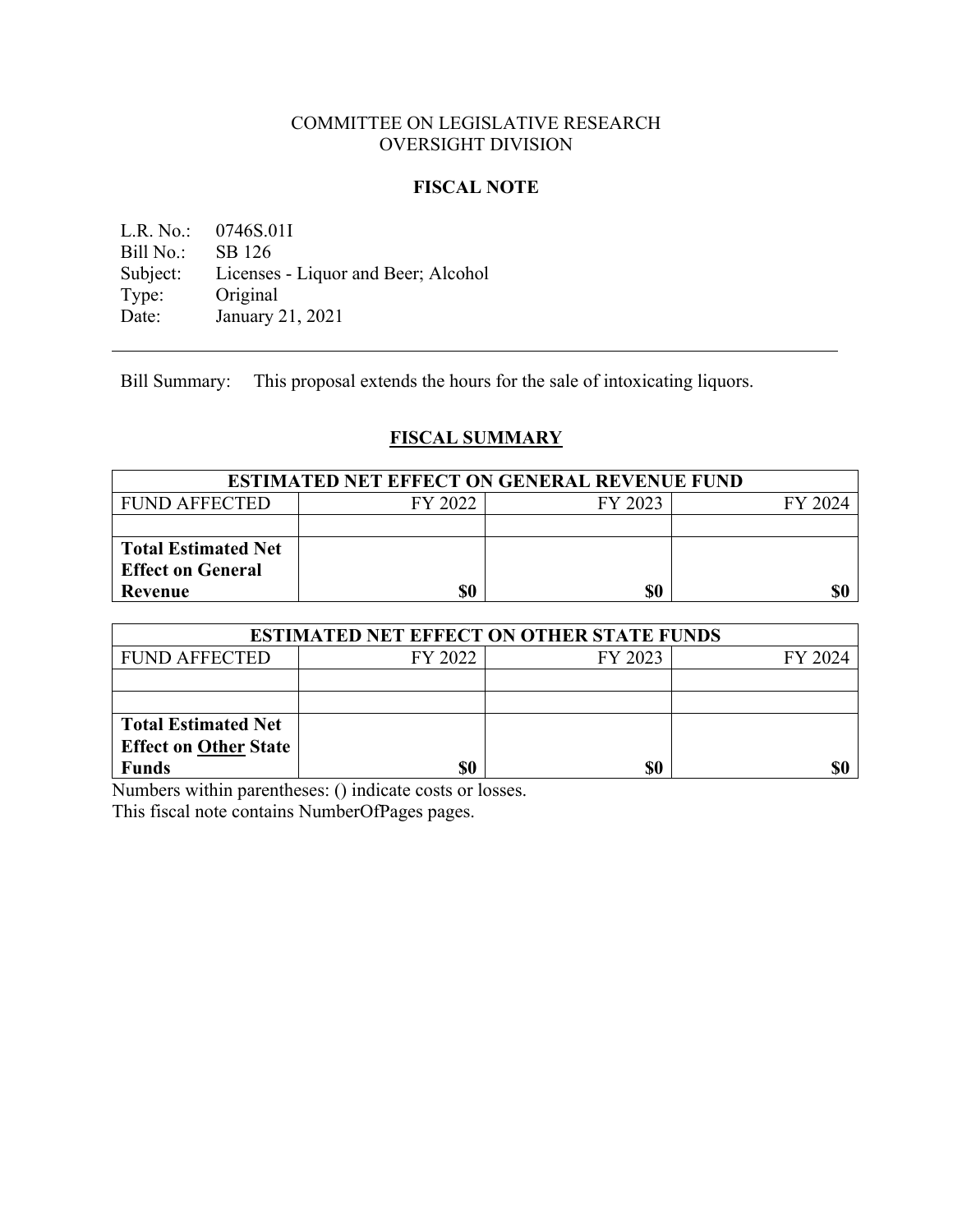COMMITTEE ON LEGISLATIVE RESEARCH
OVERSIGHT DIVISION

## FISCAL NOTE

L.R. No.: 0746S.01I
Bill No.: SB 126
Subject: Licenses - Liquor and Beer; Alcohol
Type: Original
Date: January 21, 2021

---

Bill Summary: This proposal extends the hours for the sale of intoxicating liquors.

## FISCAL SUMMARY

| ESTIMATED NET EFFECT ON GENERAL REVENUE FUND | | | |
|---|---|---|---|
| FUND AFFECTED | FY 2022 | FY 2023 | FY 2024 |
| | | | |
| **Total Estimated Net Effect on General Revenue** | **$0** | **$0** | **$0** |

| ESTIMATED NET EFFECT ON OTHER STATE FUNDS | | | |
|---|---|---|---|
| FUND AFFECTED | FY 2022 | FY 2023 | FY 2024 |
| | | | |
| | | | |
| **Total Estimated Net Effect on Other State Funds** | **$0** | **$0** | **$0** |

Numbers within parentheses: () indicate costs or losses.
This fiscal note contains NumberOfPages pages.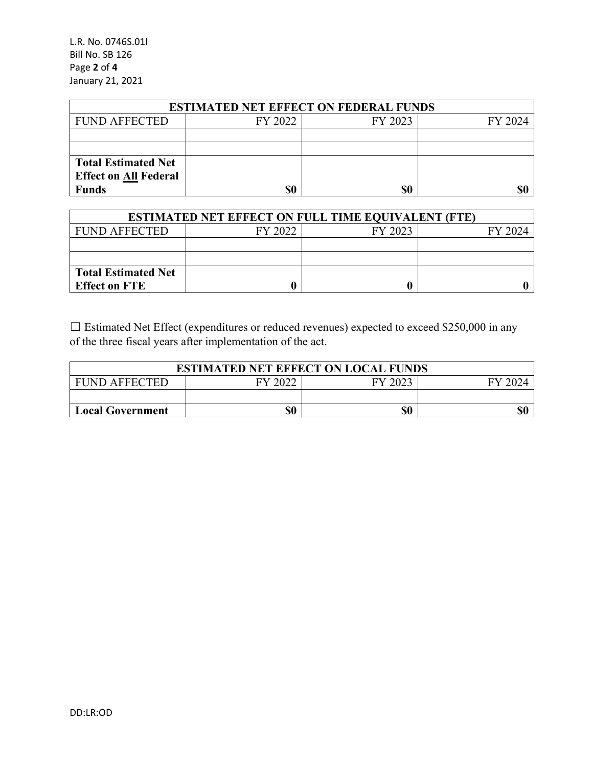| ESTIMATED NET EFFECT ON FEDERAL FUNDS | | | |
|---|---|---|---|
| FUND AFFECTED | FY 2022 | FY 2023 | FY 2024 |
| | | | |
| | | | |
| **Total Estimated Net Effect on All Federal Funds** | **$0** | **$0** | **$0** |

| ESTIMATED NET EFFECT ON FULL TIME EQUIVALENT (FTE) | | | |
|---|---|---|---|
| FUND AFFECTED | FY 2022 | FY 2023 | FY 2024 |
| | | | |
| | | | |
| **Total Estimated Net Effect on FTE** | **0** | **0** | **0** |

☐ Estimated Net Effect (expenditures or reduced revenues) expected to exceed $250,000 in any of the three fiscal years after implementation of the act.

| ESTIMATED NET EFFECT ON LOCAL FUNDS | | | |
|---|---|---|---|
| FUND AFFECTED | FY 2022 | FY 2023 | FY 2024 |
| | | | |
| **Local Government** | **$0** | **$0** | **$0** |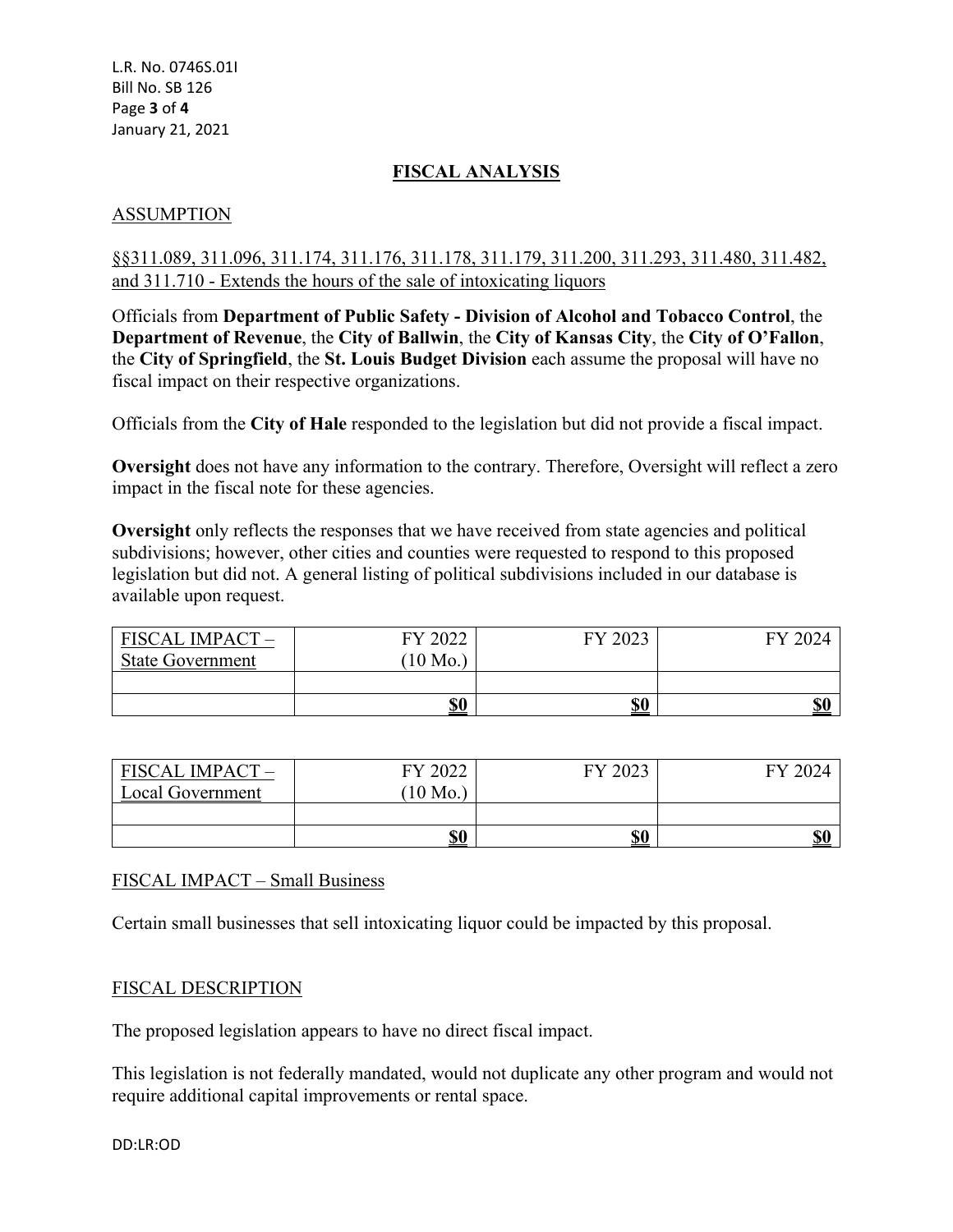## FISCAL ANALYSIS

### ASSUMPTION

§§311.089, 311.096, 311.174, 311.176, 311.178, 311.179, 311.200, 311.293, 311.480, 311.482, and 311.710 - Extends the hours of the sale of intoxicating liquors

Officials from **Department of Public Safety - Division of Alcohol and Tobacco Control**, the **Department of Revenue**, the **City of Ballwin**, the **City of Kansas City**, the **City of O'Fallon**, the **City of Springfield**, the **St. Louis Budget Division** each assume the proposal will have no fiscal impact on their respective organizations.

Officials from the **City of Hale** responded to the legislation but did not provide a fiscal impact.

**Oversight** does not have any information to the contrary. Therefore, Oversight will reflect a zero impact in the fiscal note for these agencies.

**Oversight** only reflects the responses that we have received from state agencies and political subdivisions; however, other cities and counties were requested to respond to this proposed legislation but did not. A general listing of political subdivisions included in our database is available upon request.

| FISCAL IMPACT – State Government | FY 2022 (10 Mo.) | FY 2023 | FY 2024 |
|---|---|---|---|
| | | | |
| | **$0** | **$0** | **$0** |

| FISCAL IMPACT – Local Government | FY 2022 (10 Mo.) | FY 2023 | FY 2024 |
|---|---|---|---|
| | | | |
| | **$0** | **$0** | **$0** |

### FISCAL IMPACT – Small Business

Certain small businesses that sell intoxicating liquor could be impacted by this proposal.

### FISCAL DESCRIPTION

The proposed legislation appears to have no direct fiscal impact.

This legislation is not federally mandated, would not duplicate any other program and would not require additional capital improvements or rental space.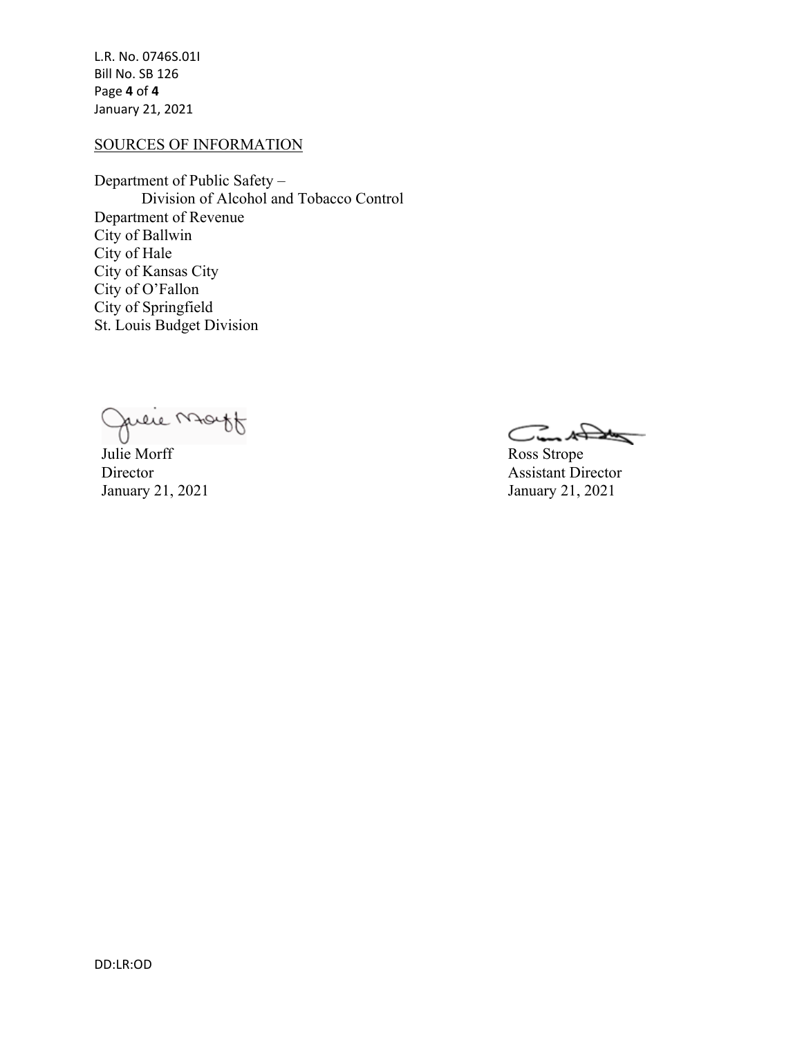## SOURCES OF INFORMATION

Department of Public Safety –
    Division of Alcohol and Tobacco Control
Department of Revenue
City of Ballwin
City of Hale
City of Kansas City
City of O'Fallon
City of Springfield
St. Louis Budget Division

Julie Morff
Director
January 21, 2021

Ross Strope
Assistant Director
January 21, 2021

DD:LR:OD